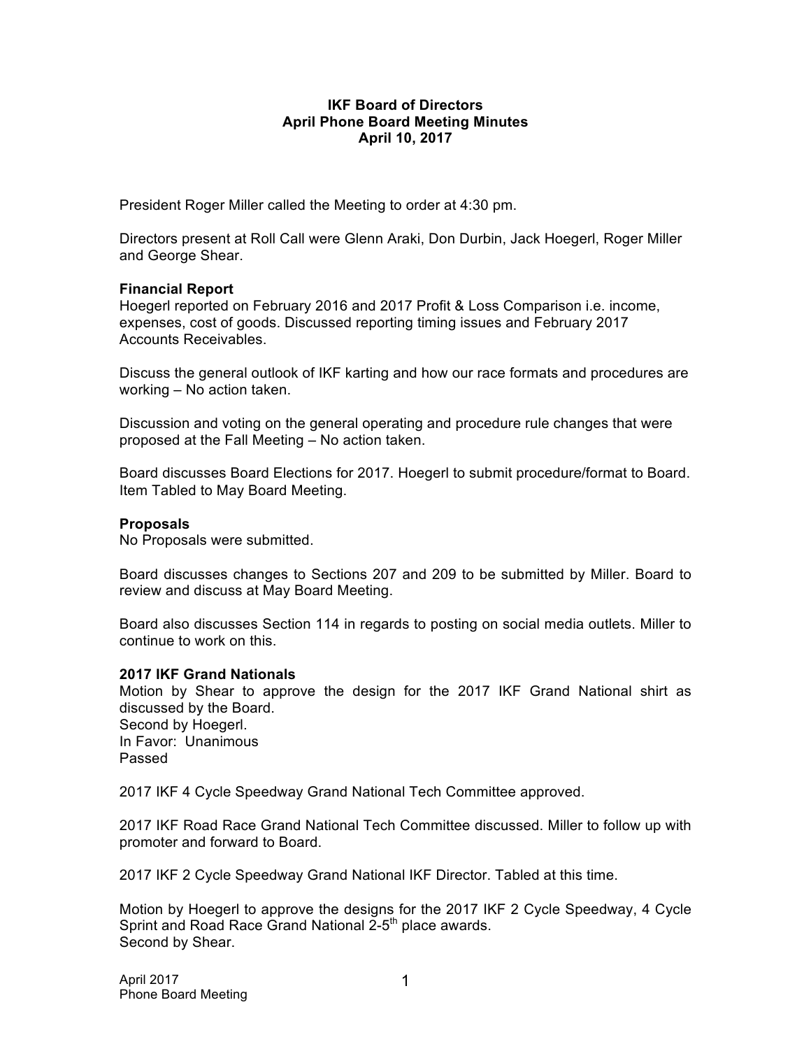**IKF Board of Directors**
**April Phone Board Meeting Minutes**
**April 10, 2017**

President Roger Miller called the Meeting to order at 4:30 pm.

Directors present at Roll Call were Glenn Araki, Don Durbin, Jack Hoegerl, Roger Miller and George Shear.

**Financial Report**
Hoegerl reported on February 2016 and 2017 Profit & Loss Comparison i.e. income, expenses, cost of goods. Discussed reporting timing issues and February 2017 Accounts Receivables.

Discuss the general outlook of IKF karting and how our race formats and procedures are working – No action taken.

Discussion and voting on the general operating and procedure rule changes that were proposed at the Fall Meeting – No action taken.

Board discusses Board Elections for 2017. Hoegerl to submit procedure/format to Board. Item Tabled to May Board Meeting.

**Proposals**
No Proposals were submitted.

Board discusses changes to Sections 207 and 209 to be submitted by Miller. Board to review and discuss at May Board Meeting.

Board also discusses Section 114 in regards to posting on social media outlets. Miller to continue to work on this.

**2017 IKF Grand Nationals**
Motion by Shear to approve the design for the 2017 IKF Grand National shirt as discussed by the Board.
Second by Hoegerl.
In Favor: Unanimous
Passed

2017 IKF 4 Cycle Speedway Grand National Tech Committee approved.

2017 IKF Road Race Grand National Tech Committee discussed. Miller to follow up with promoter and forward to Board.

2017 IKF 2 Cycle Speedway Grand National IKF Director. Tabled at this time.

Motion by Hoegerl to approve the designs for the 2017 IKF 2 Cycle Speedway, 4 Cycle Sprint and Road Race Grand National 2-5th place awards.
Second by Shear.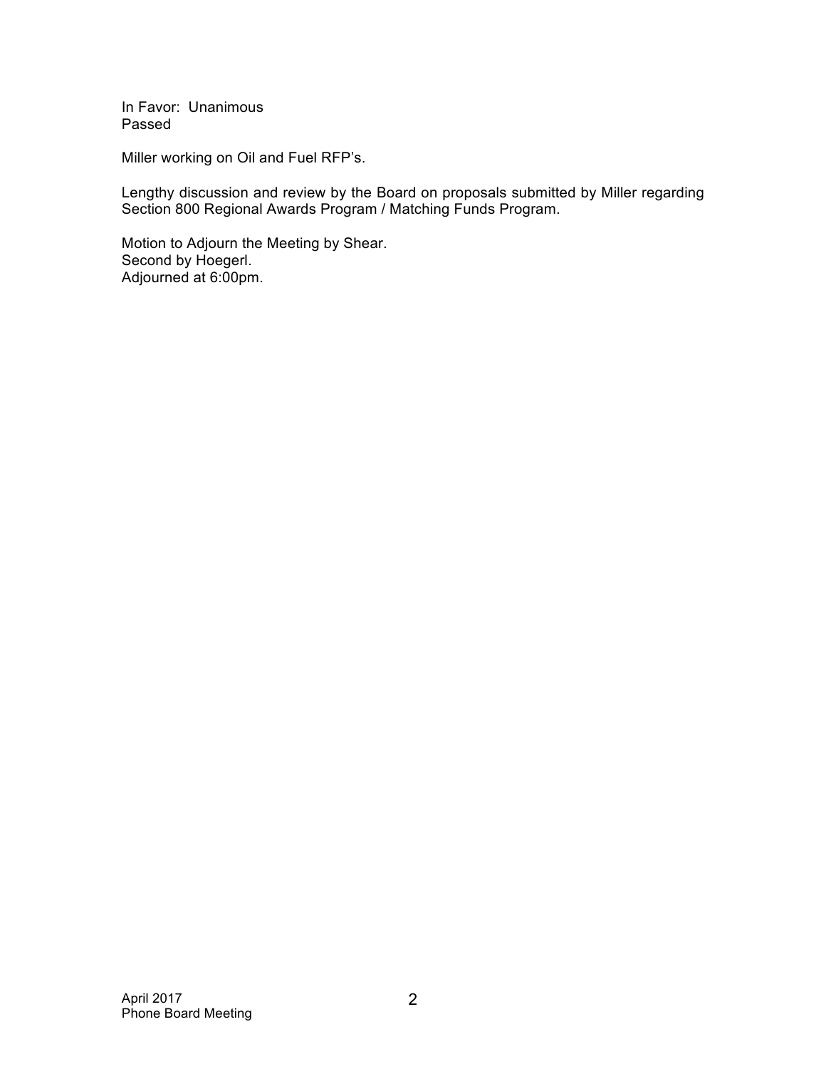In Favor: Unanimous
Passed

Miller working on Oil and Fuel RFP's.

Lengthy discussion and review by the Board on proposals submitted by Miller regarding Section 800 Regional Awards Program / Matching Funds Program.

Motion to Adjourn the Meeting by Shear.
Second by Hoegerl.
Adjourned at 6:00pm.